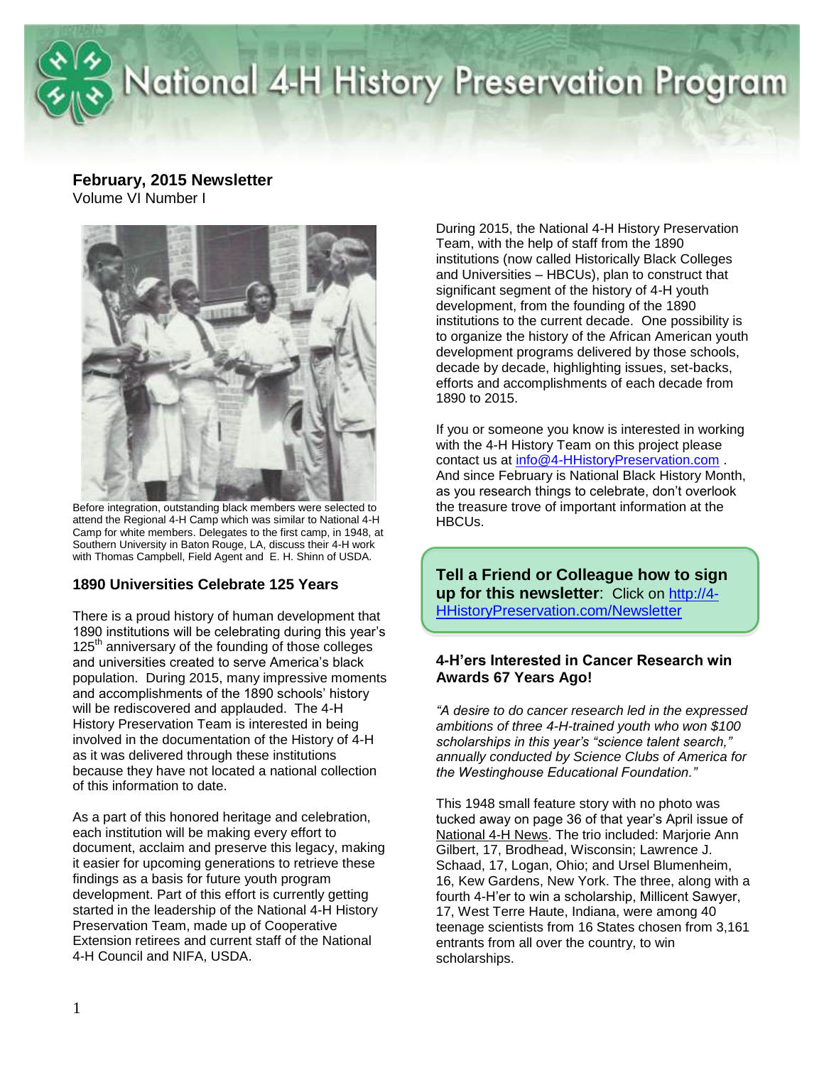# National 4-H History Preservation Program

**February, 2015 Newsletter**
Volume VI Number I

Before integration, outstanding black members were selected to attend the Regional 4-H Camp which was similar to National 4-H Camp for white members. Delegates to the first camp, in 1948, at Southern University in Baton Rouge, LA, discuss their 4-H work with Thomas Campbell, Field Agent and E. H. Shinn of USDA.

## 1890 Universities Celebrate 125 Years

There is a proud history of human development that 1890 institutions will be celebrating during this year's 125th anniversary of the founding of those colleges and universities created to serve America's black population. During 2015, many impressive moments and accomplishments of the 1890 schools' history will be rediscovered and applauded. The 4-H History Preservation Team is interested in being involved in the documentation of the History of 4-H as it was delivered through these institutions because they have not located a national collection of this information to date.

As a part of this honored heritage and celebration, each institution will be making every effort to document, acclaim and preserve this legacy, making it easier for upcoming generations to retrieve these findings as a basis for future youth program development. Part of this effort is currently getting started in the leadership of the National 4-H History Preservation Team, made up of Cooperative Extension retirees and current staff of the National 4-H Council and NIFA, USDA.

During 2015, the National 4-H History Preservation Team, with the help of staff from the 1890 institutions (now called Historically Black Colleges and Universities – HBCUs), plan to construct that significant segment of the history of 4-H youth development, from the founding of the 1890 institutions to the current decade. One possibility is to organize the history of the African American youth development programs delivered by those schools, decade by decade, highlighting issues, set-backs, efforts and accomplishments of each decade from 1890 to 2015.

If you or someone you know is interested in working with the 4-H History Team on this project please contact us at info@4-HHistoryPreservation.com . And since February is National Black History Month, as you research things to celebrate, don't overlook the treasure trove of important information at the HBCUs.

**Tell a Friend or Colleague how to sign up for this newsletter**: Click on http://4-HHistoryPreservation.com/Newsletter

## 4-H'ers Interested in Cancer Research win Awards 67 Years Ago!

*"A desire to do cancer research led in the expressed ambitions of three 4-H-trained youth who won $100 scholarships in this year's "science talent search," annually conducted by Science Clubs of America for the Westinghouse Educational Foundation."*

This 1948 small feature story with no photo was tucked away on page 36 of that year's April issue of National 4-H News. The trio included: Marjorie Ann Gilbert, 17, Brodhead, Wisconsin; Lawrence J. Schaad, 17, Logan, Ohio; and Ursel Blumenheim, 16, Kew Gardens, New York. The three, along with a fourth 4-H'er to win a scholarship, Millicent Sawyer, 17, West Terre Haute, Indiana, were among 40 teenage scientists from 16 States chosen from 3,161 entrants from all over the country, to win scholarships.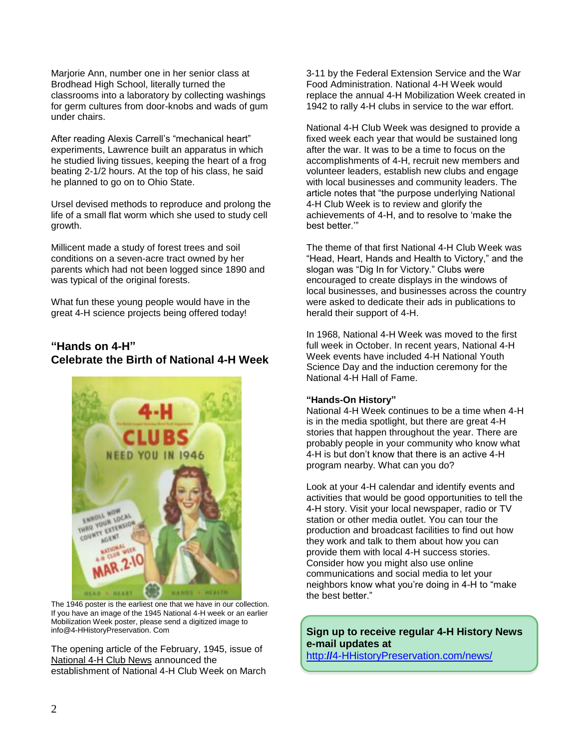Marjorie Ann, number one in her senior class at Brodhead High School, literally turned the classrooms into a laboratory by collecting washings for germ cultures from door-knobs and wads of gum under chairs.

After reading Alexis Carrell's "mechanical heart" experiments, Lawrence built an apparatus in which he studied living tissues, keeping the heart of a frog beating 2-1/2 hours. At the top of his class, he said he planned to go on to Ohio State.

Ursel devised methods to reproduce and prolong the life of a small flat worm which she used to study cell growth.

Millicent made a study of forest trees and soil conditions on a seven-acre tract owned by her parents which had not been logged since 1890 and was typical of the original forests.

What fun these young people would have in the great 4-H science projects being offered today!

## "Hands on 4-H"
## Celebrate the Birth of National 4-H Week

The 1946 poster is the earliest one that we have in our collection. If you have an image of the 1945 National 4-H week or an earlier Mobilization Week poster, please send a digitized image to info@4-HHistoryPreservation. Com

The opening article of the February, 1945, issue of National 4-H Club News announced the establishment of National 4-H Club Week on March 3-11 by the Federal Extension Service and the War Food Administration. National 4-H Week would replace the annual 4-H Mobilization Week created in 1942 to rally 4-H clubs in service to the war effort.

National 4-H Club Week was designed to provide a fixed week each year that would be sustained long after the war. It was to be a time to focus on the accomplishments of 4-H, recruit new members and volunteer leaders, establish new clubs and engage with local businesses and community leaders. The article notes that "the purpose underlying National 4-H Club Week is to review and glorify the achievements of 4-H, and to resolve to 'make the best better.'"

The theme of that first National 4-H Club Week was "Head, Heart, Hands and Health to Victory," and the slogan was "Dig In for Victory." Clubs were encouraged to create displays in the windows of local businesses, and businesses across the country were asked to dedicate their ads in publications to herald their support of 4-H.

In 1968, National 4-H Week was moved to the first full week in October. In recent years, National 4-H Week events have included 4-H National Youth Science Day and the induction ceremony for the National 4-H Hall of Fame.

**"Hands-On History"**
National 4-H Week continues to be a time when 4-H is in the media spotlight, but there are great 4-H stories that happen throughout the year. There are probably people in your community who know what 4-H is but don't know that there is an active 4-H program nearby. What can you do?

Look at your 4-H calendar and identify events and activities that would be good opportunities to tell the 4-H story. Visit your local newspaper, radio or TV station or other media outlet. You can tour the production and broadcast facilities to find out how they work and talk to them about how you can provide them with local 4-H success stories. Consider how you might also use online communications and social media to let your neighbors know what you're doing in 4-H to "make the best better."

**Sign up to receive regular 4-H History News e-mail updates at**
http://4-HHistoryPreservation.com/news/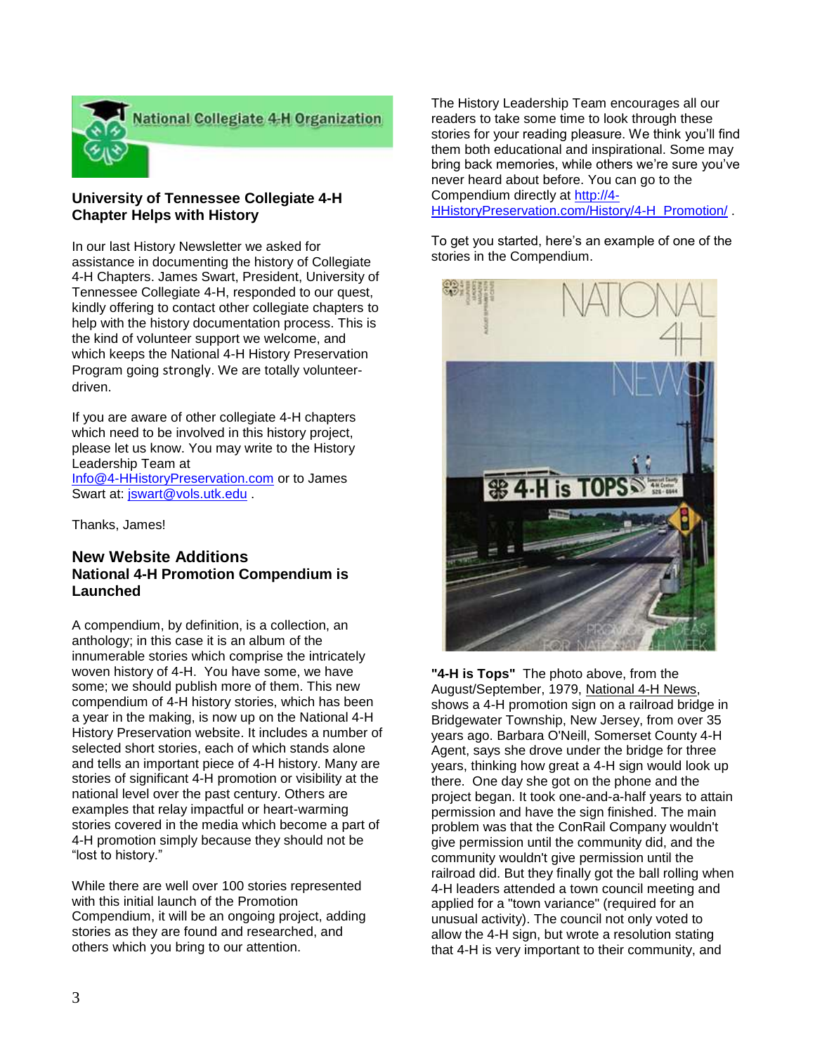National Collegiate 4-H Organization

### University of Tennessee Collegiate 4-H Chapter Helps with History

In our last History Newsletter we asked for assistance in documenting the history of Collegiate 4-H Chapters. James Swart, President, University of Tennessee Collegiate 4-H, responded to our quest, kindly offering to contact other collegiate chapters to help with the history documentation process. This is the kind of volunteer support we welcome, and which keeps the National 4-H History Preservation Program going strongly. We are totally volunteer-driven.

If you are aware of other collegiate 4-H chapters which need to be involved in this history project, please let us know. You may write to the History Leadership Team at Info@4-HHistoryPreservation.com or to James Swart at: jswart@vols.utk.edu .

Thanks, James!

## New Website Additions

### National 4-H Promotion Compendium is Launched

A compendium, by definition, is a collection, an anthology; in this case it is an album of the innumerable stories which comprise the intricately woven history of 4-H. You have some, we have some; we should publish more of them. This new compendium of 4-H history stories, which has been a year in the making, is now up on the National 4-H History Preservation website. It includes a number of selected short stories, each of which stands alone and tells an important piece of 4-H history. Many are stories of significant 4-H promotion or visibility at the national level over the past century. Others are examples that relay impactful or heart-warming stories covered in the media which become a part of 4-H promotion simply because they should not be "lost to history."

While there are well over 100 stories represented with this initial launch of the Promotion Compendium, it will be an ongoing project, adding stories as they are found and researched, and others which you bring to our attention.

The History Leadership Team encourages all our readers to take some time to look through these stories for your reading pleasure. We think you'll find them both educational and inspirational. Some may bring back memories, while others we're sure you've never heard about before. You can go to the Compendium directly at http://4-HHistoryPreservation.com/History/4-H_Promotion/ .

To get you started, here's an example of one of the stories in the Compendium.

**"4-H is Tops"** The photo above, from the August/September, 1979, National 4-H News, shows a 4-H promotion sign on a railroad bridge in Bridgewater Township, New Jersey, from over 35 years ago. Barbara O'Neill, Somerset County 4-H Agent, says she drove under the bridge for three years, thinking how great a 4-H sign would look up there. One day she got on the phone and the project began. It took one-and-a-half years to attain permission and have the sign finished. The main problem was that the ConRail Company wouldn't give permission until the community did, and the community wouldn't give permission until the railroad did. But they finally got the ball rolling when 4-H leaders attended a town council meeting and applied for a "town variance" (required for an unusual activity). The council not only voted to allow the 4-H sign, but wrote a resolution stating that 4-H is very important to their community, and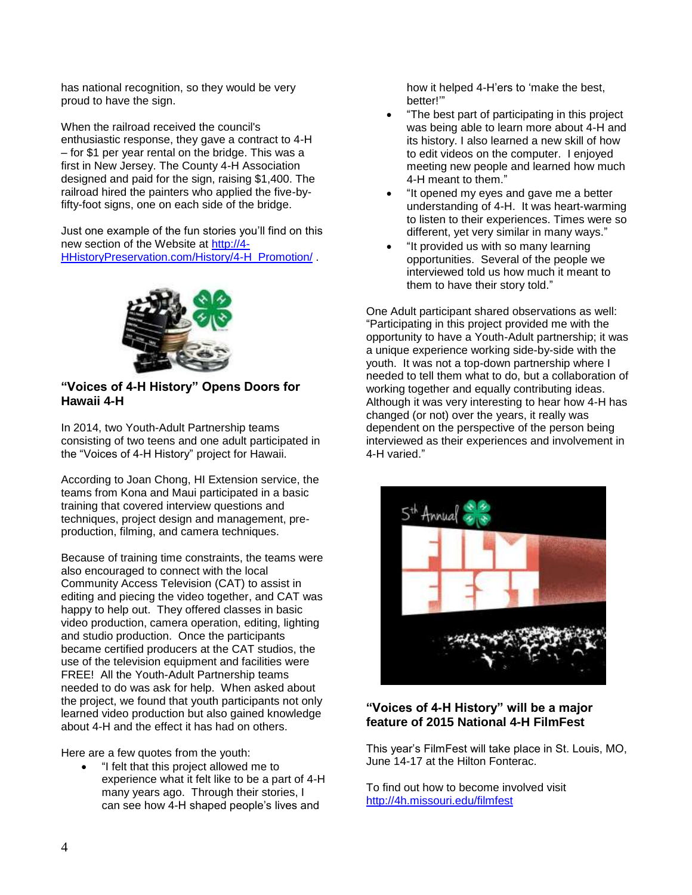has national recognition, so they would be very proud to have the sign.

When the railroad received the council's enthusiastic response, they gave a contract to 4-H – for $1 per year rental on the bridge. This was a first in New Jersey. The County 4-H Association designed and paid for the sign, raising $1,400. The railroad hired the painters who applied the five-by-fifty-foot signs, one on each side of the bridge.

Just one example of the fun stories you'll find on this new section of the Website at http://4-HHistoryPreservation.com/History/4-H_Promotion/ .

### "Voices of 4-H History" Opens Doors for Hawaii 4-H

In 2014, two Youth-Adult Partnership teams consisting of two teens and one adult participated in the "Voices of 4-H History" project for Hawaii.

According to Joan Chong, HI Extension service, the teams from Kona and Maui participated in a basic training that covered interview questions and techniques, project design and management, pre-production, filming, and camera techniques.

Because of training time constraints, the teams were also encouraged to connect with the local Community Access Television (CAT) to assist in editing and piecing the video together, and CAT was happy to help out. They offered classes in basic video production, camera operation, editing, lighting and studio production. Once the participants became certified producers at the CAT studios, the use of the television equipment and facilities were FREE! All the Youth-Adult Partnership teams needed to do was ask for help. When asked about the project, we found that youth participants not only learned video production but also gained knowledge about 4-H and the effect it has had on others.

Here are a few quotes from the youth:

- "I felt that this project allowed me to experience what it felt like to be a part of 4-H many years ago. Through their stories, I can see how 4-H shaped people's lives and how it helped 4-H'ers to 'make the best, better!'"
- "The best part of participating in this project was being able to learn more about 4-H and its history. I also learned a new skill of how to edit videos on the computer. I enjoyed meeting new people and learned how much 4-H meant to them."
- "It opened my eyes and gave me a better understanding of 4-H. It was heart-warming to listen to their experiences. Times were so different, yet very similar in many ways."
- "It provided us with so many learning opportunities. Several of the people we interviewed told us how much it meant to them to have their story told."

One Adult participant shared observations as well: "Participating in this project provided me with the opportunity to have a Youth-Adult partnership; it was a unique experience working side-by-side with the youth. It was not a top-down partnership where I needed to tell them what to do, but a collaboration of working together and equally contributing ideas. Although it was very interesting to hear how 4-H has changed (or not) over the years, it really was dependent on the perspective of the person being interviewed as their experiences and involvement in 4-H varied."

### "Voices of 4-H History" will be a major feature of 2015 National 4-H FilmFest

This year's FilmFest will take place in St. Louis, MO, June 14-17 at the Hilton Fonterac.

To find out how to become involved visit http://4h.missouri.edu/filmfest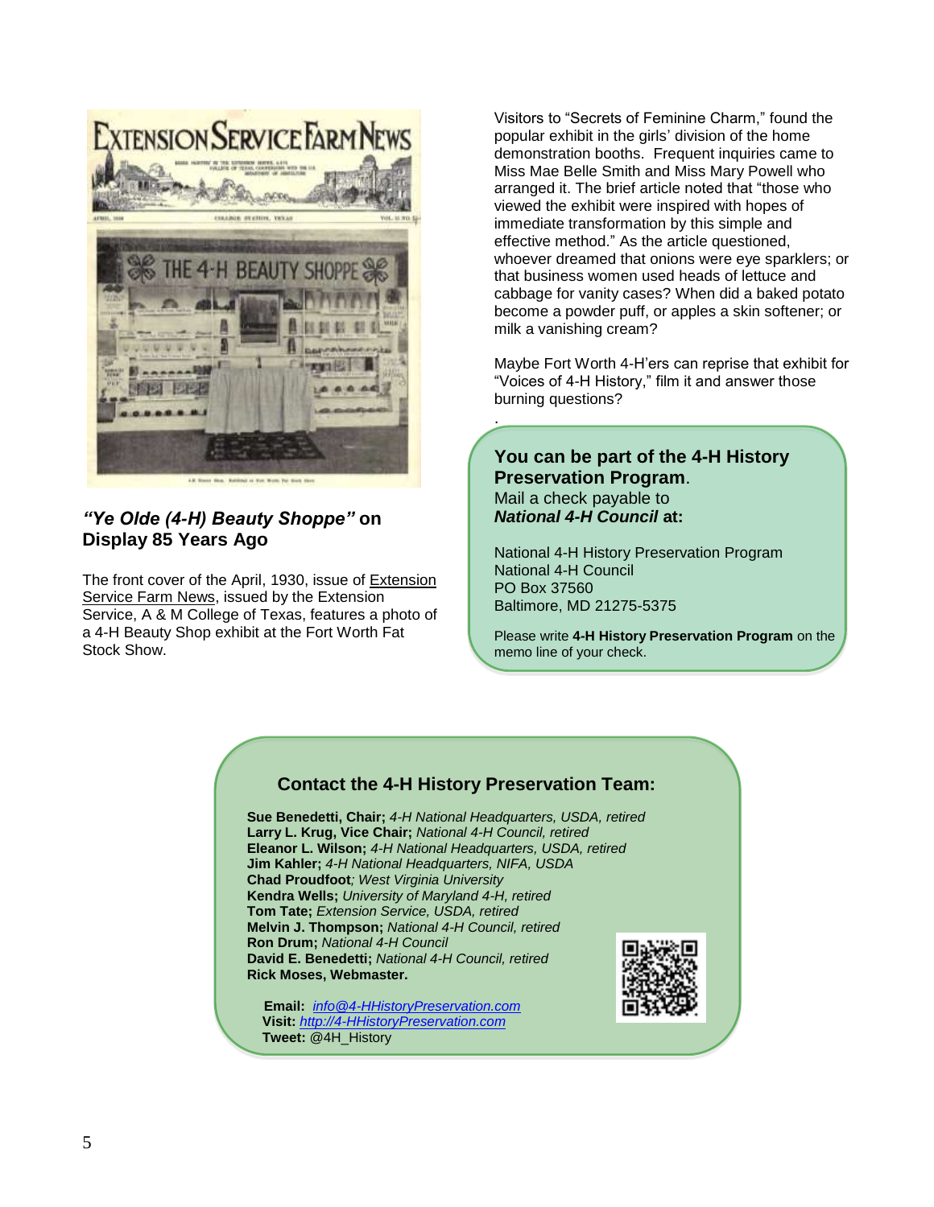## *"Ye Olde (4-H) Beauty Shoppe"* on Display 85 Years Ago

The front cover of the April, 1930, issue of Extension Service Farm News, issued by the Extension Service, A & M College of Texas, features a photo of a 4-H Beauty Shop exhibit at the Fort Worth Fat Stock Show.

Visitors to "Secrets of Feminine Charm," found the popular exhibit in the girls' division of the home demonstration booths. Frequent inquiries came to Miss Mae Belle Smith and Miss Mary Powell who arranged it. The brief article noted that "those who viewed the exhibit were inspired with hopes of immediate transformation by this simple and effective method." As the article questioned, whoever dreamed that onions were eye sparklers; or that business women used heads of lettuce and cabbage for vanity cases? When did a baked potato become a powder puff, or apples a skin softener; or milk a vanishing cream?

Maybe Fort Worth 4-H'ers can reprise that exhibit for "Voices of 4-H History," film it and answer those burning questions?

**You can be part of the 4-H History Preservation Program.**
Mail a check payable to
***National 4-H Council* at:**

National 4-H History Preservation Program
National 4-H Council
PO Box 37560
Baltimore, MD 21275-5375

Please write **4-H History Preservation Program** on the memo line of your check.

### Contact the 4-H History Preservation Team:

**Sue Benedetti, Chair;** *4-H National Headquarters, USDA, retired*
**Larry L. Krug, Vice Chair;** *National 4-H Council, retired*
**Eleanor L. Wilson;** *4-H National Headquarters, USDA, retired*
**Jim Kahler;** *4-H National Headquarters, NIFA, USDA*
**Chad Proudfoot***; West Virginia University*
**Kendra Wells;** *University of Maryland 4-H, retired*
**Tom Tate;** *Extension Service, USDA, retired*
**Melvin J. Thompson;** *National 4-H Council, retired*
**Ron Drum;** *National 4-H Council*
**David E. Benedetti;** *National 4-H Council, retired*
**Rick Moses, Webmaster.**

**Email:** *info@4-HHistoryPreservation.com*
**Visit:** *http://4-HHistoryPreservation.com*
**Tweet:** @4H_History